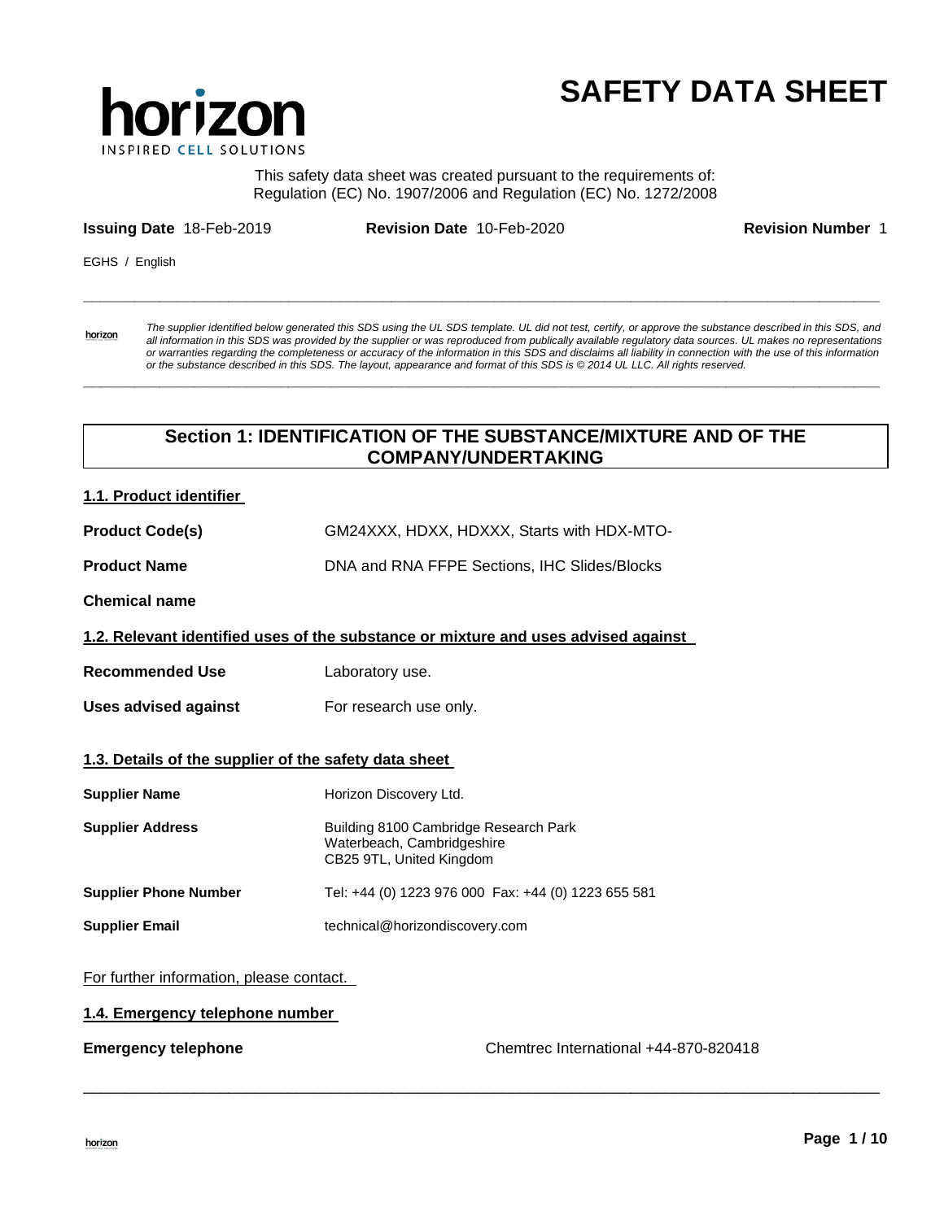# SAFETY DATA SHEET

horizon
INSPIRED CELL SOLUTIONS

This safety data sheet was created pursuant to the requirements of:
Regulation (EC) No. 1907/2006 and Regulation (EC) No. 1272/2008

**Issuing Date** 18-Feb-2019 **Revision Date** 10-Feb-2020 **Revision Number** 1

EGHS / English

*The supplier identified below generated this SDS using the UL SDS template. UL did not test, certify, or approve the substance described in this SDS, and all information in this SDS was provided by the supplier or was reproduced from publically available regulatory data sources. UL makes no representations or warranties regarding the completeness or accuracy of the information in this SDS and disclaims all liability in connection with the use of this information or the substance described in this SDS. The layout, appearance and format of this SDS is © 2014 UL LLC. All rights reserved.*

## Section 1: IDENTIFICATION OF THE SUBSTANCE/MIXTURE AND OF THE COMPANY/UNDERTAKING

### 1.1. Product identifier

**Product Code(s)** GM24XXX, HDXX, HDXXX, Starts with HDX-MTO-

**Product Name** DNA and RNA FFPE Sections, IHC Slides/Blocks

**Chemical name**

### 1.2. Relevant identified uses of the substance or mixture and uses advised against

**Recommended Use** Laboratory use.

**Uses advised against** For research use only.

### 1.3. Details of the supplier of the safety data sheet

**Supplier Name** Horizon Discovery Ltd.

**Supplier Address** Building 8100 Cambridge Research Park
Waterbeach, Cambridgeshire
CB25 9TL, United Kingdom

**Supplier Phone Number** Tel: +44 (0) 1223 976 000 Fax: +44 (0) 1223 655 581

**Supplier Email** technical@horizondiscovery.com

For further information, please contact.

### 1.4. Emergency telephone number

**Emergency telephone** Chemtrec International +44-870-820418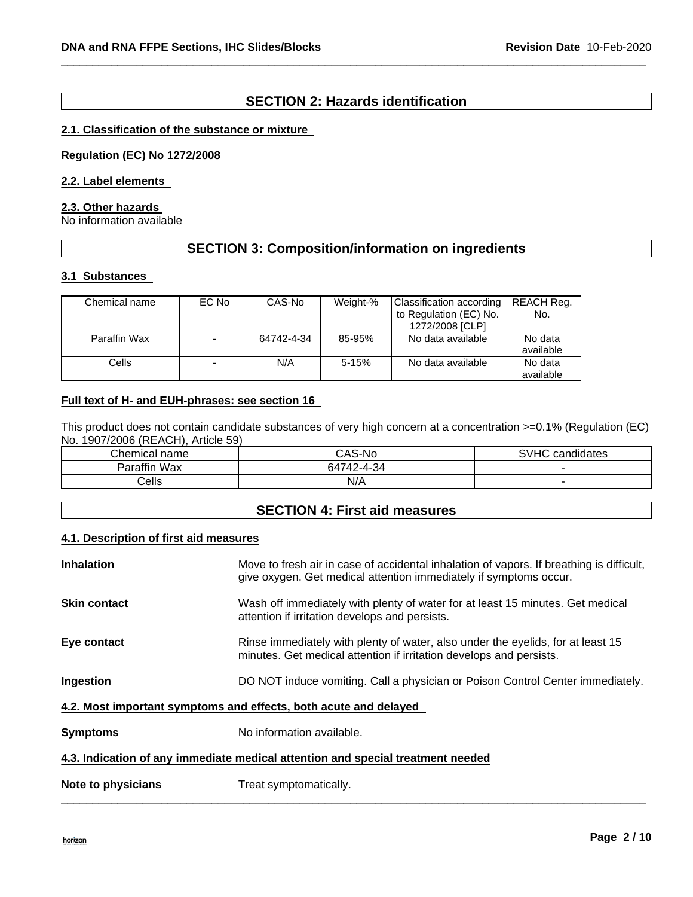## SECTION 2: Hazards identification

### 2.1. Classification of the substance or mixture

**Regulation (EC) No 1272/2008**

### 2.2. Label elements

### 2.3. Other hazards

No information available

## SECTION 3: Composition/information on ingredients

### 3.1 Substances

| Chemical name | EC No | CAS-No | Weight-% | Classification according to Regulation (EC) No. 1272/2008 [CLP] | REACH Reg. No. |
|---|---|---|---|---|---|
| Paraffin Wax | - | 64742-4-34 | 85-95% | No data available | No data available |
| Cells | - | N/A | 5-15% | No data available | No data available |

**Full text of H- and EUH-phrases: see section 16**

This product does not contain candidate substances of very high concern at a concentration >=0.1% (Regulation (EC) No. 1907/2006 (REACH), Article 59)

| Chemical name | CAS-No | SVHC candidates |
|---|---|---|
| Paraffin Wax | 64742-4-34 | - |
| Cells | N/A | - |

## SECTION 4: First aid measures

### 4.1. Description of first aid measures

**Inhalation** Move to fresh air in case of accidental inhalation of vapors. If breathing is difficult, give oxygen. Get medical attention immediately if symptoms occur.

**Skin contact** Wash off immediately with plenty of water for at least 15 minutes. Get medical attention if irritation develops and persists.

**Eye contact** Rinse immediately with plenty of water, also under the eyelids, for at least 15 minutes. Get medical attention if irritation develops and persists.

**Ingestion** DO NOT induce vomiting. Call a physician or Poison Control Center immediately.

### 4.2. Most important symptoms and effects, both acute and delayed

**Symptoms** No information available.

### 4.3. Indication of any immediate medical attention and special treatment needed

**Note to physicians** Treat symptomatically.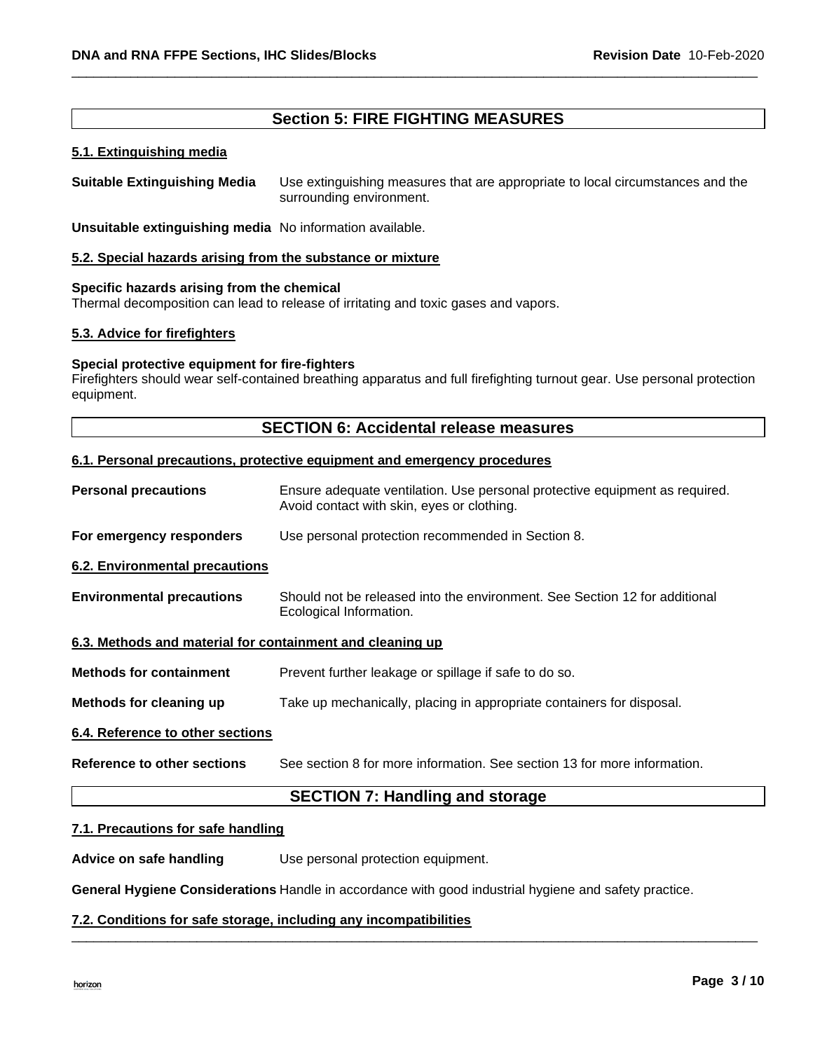## Section 5: FIRE FIGHTING MEASURES

### 5.1. Extinguishing media

**Suitable Extinguishing Media** Use extinguishing measures that are appropriate to local circumstances and the surrounding environment.

**Unsuitable extinguishing media** No information available.

### 5.2. Special hazards arising from the substance or mixture

**Specific hazards arising from the chemical**
Thermal decomposition can lead to release of irritating and toxic gases and vapors.

### 5.3. Advice for firefighters

**Special protective equipment for fire-fighters**
Firefighters should wear self-contained breathing apparatus and full firefighting turnout gear. Use personal protection equipment.

## SECTION 6: Accidental release measures

### 6.1. Personal precautions, protective equipment and emergency procedures

**Personal precautions** Ensure adequate ventilation. Use personal protective equipment as required. Avoid contact with skin, eyes or clothing.

**For emergency responders** Use personal protection recommended in Section 8.

### 6.2. Environmental precautions

**Environmental precautions** Should not be released into the environment. See Section 12 for additional Ecological Information.

### 6.3. Methods and material for containment and cleaning up

**Methods for containment** Prevent further leakage or spillage if safe to do so.

**Methods for cleaning up** Take up mechanically, placing in appropriate containers for disposal.

### 6.4. Reference to other sections

**Reference to other sections** See section 8 for more information. See section 13 for more information.

## SECTION 7: Handling and storage

### 7.1. Precautions for safe handling

**Advice on safe handling** Use personal protection equipment.

**General Hygiene Considerations** Handle in accordance with good industrial hygiene and safety practice.

### 7.2. Conditions for safe storage, including any incompatibilities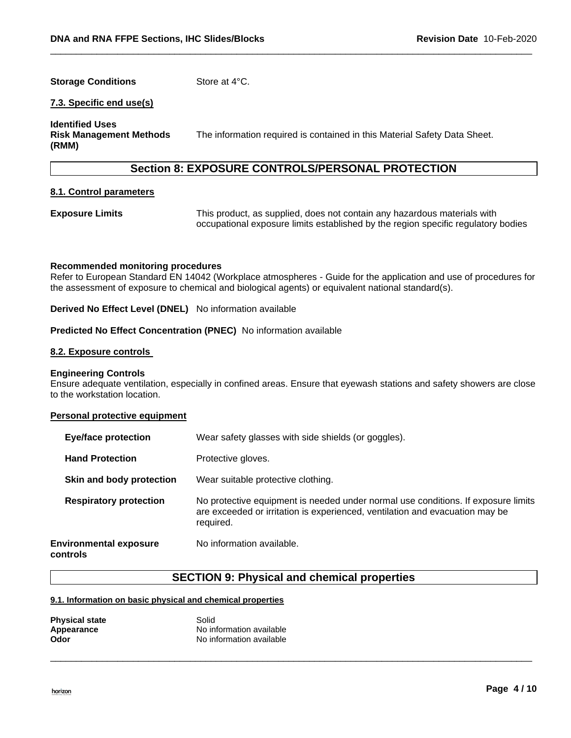**Storage Conditions** Store at 4°C.

**7.3. Specific end use(s)**

**Identified Uses**
**Risk Management Methods (RMM)** The information required is contained in this Material Safety Data Sheet.

## Section 8: EXPOSURE CONTROLS/PERSONAL PROTECTION

**8.1. Control parameters**

**Exposure Limits** This product, as supplied, does not contain any hazardous materials with occupational exposure limits established by the region specific regulatory bodies

**Recommended monitoring procedures**
Refer to European Standard EN 14042 (Workplace atmospheres - Guide for the application and use of procedures for the assessment of exposure to chemical and biological agents) or equivalent national standard(s).

**Derived No Effect Level (DNEL)** No information available

**Predicted No Effect Concentration (PNEC)** No information available

**8.2. Exposure controls**

**Engineering Controls**
Ensure adequate ventilation, especially in confined areas. Ensure that eyewash stations and safety showers are close to the workstation location.

**Personal protective equipment**

**Eye/face protection** Wear safety glasses with side shields (or goggles).

**Hand Protection** Protective gloves.

**Skin and body protection** Wear suitable protective clothing.

**Respiratory protection** No protective equipment is needed under normal use conditions. If exposure limits are exceeded or irritation is experienced, ventilation and evacuation may be required.

**Environmental exposure controls** No information available.

## SECTION 9: Physical and chemical properties

**9.1. Information on basic physical and chemical properties**

**Physical state** Solid
**Appearance** No information available
**Odor** No information available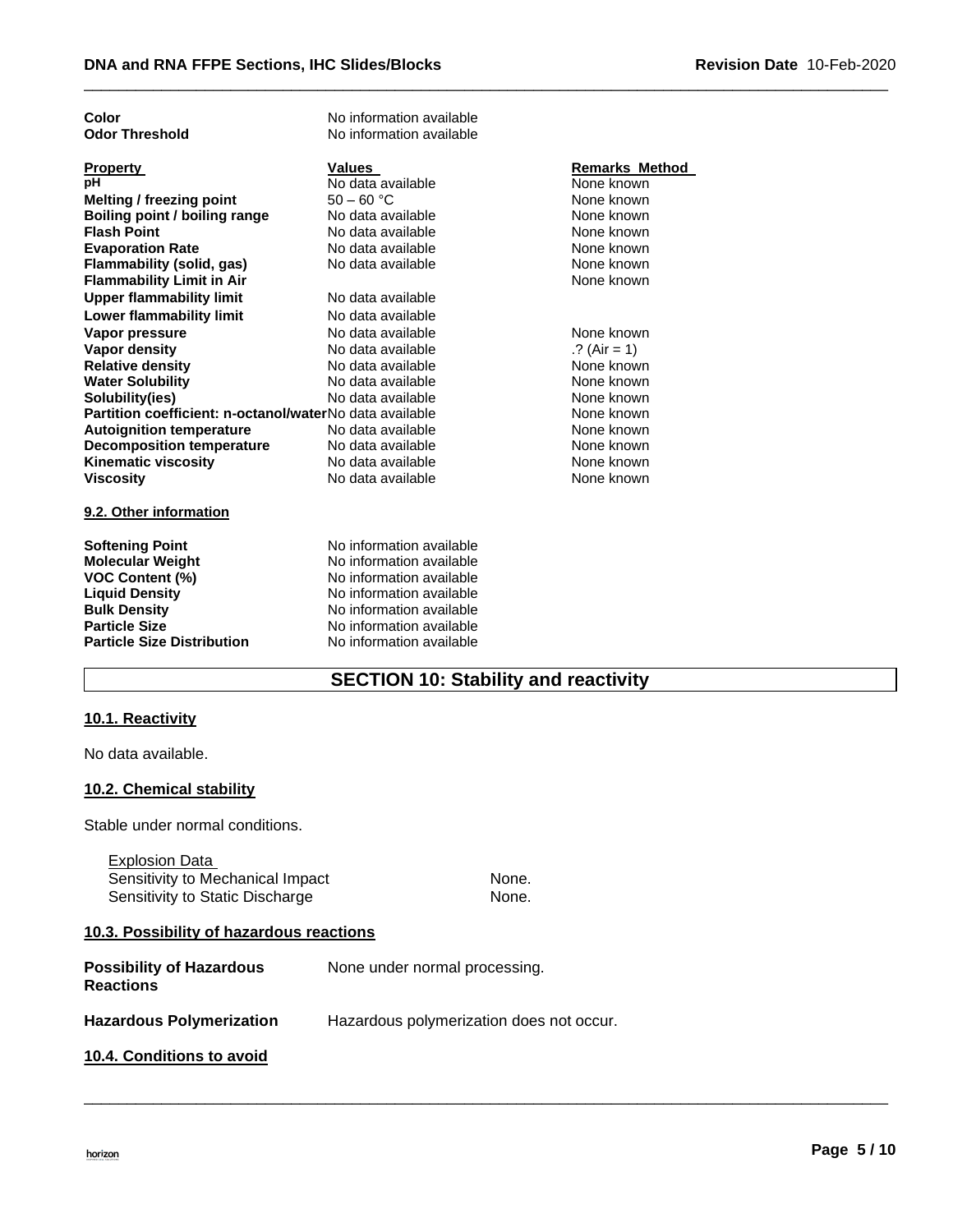| | |
|---|---|
| **Color** | No information available |
| **Odor Threshold** | No information available |

| Property | Values | Remarks Method |
|---|---|---|
| **pH** | No data available | None known |
| **Melting / freezing point** | 50 – 60 °C | None known |
| **Boiling point / boiling range** | No data available | None known |
| **Flash Point** | No data available | None known |
| **Evaporation Rate** | No data available | None known |
| **Flammability (solid, gas)** | No data available | None known |
| **Flammability Limit in Air** | | None known |
| **Upper flammability limit** | No data available | |
| **Lower flammability limit** | No data available | |
| **Vapor pressure** | No data available | None known |
| **Vapor density** | No data available | .? (Air = 1) |
| **Relative density** | No data available | None known |
| **Water Solubility** | No data available | None known |
| **Solubility(ies)** | No data available | None known |
| **Partition coefficient: n-octanol/water** | No data available | None known |
| **Autoignition temperature** | No data available | None known |
| **Decomposition temperature** | No data available | None known |
| **Kinematic viscosity** | No data available | None known |
| **Viscosity** | No data available | None known |

### 9.2. Other information

| | |
|---|---|
| **Softening Point** | No information available |
| **Molecular Weight** | No information available |
| **VOC Content (%)** | No information available |
| **Liquid Density** | No information available |
| **Bulk Density** | No information available |
| **Particle Size** | No information available |
| **Particle Size Distribution** | No information available |

## SECTION 10: Stability and reactivity

### 10.1. Reactivity

No data available.

### 10.2. Chemical stability

Stable under normal conditions.

Explosion Data

| | |
|---|---|
| Sensitivity to Mechanical Impact | None. |
| Sensitivity to Static Discharge | None. |

### 10.3. Possibility of hazardous reactions

| | |
|---|---|
| **Possibility of Hazardous Reactions** | None under normal processing. |
| **Hazardous Polymerization** | Hazardous polymerization does not occur. |

### 10.4. Conditions to avoid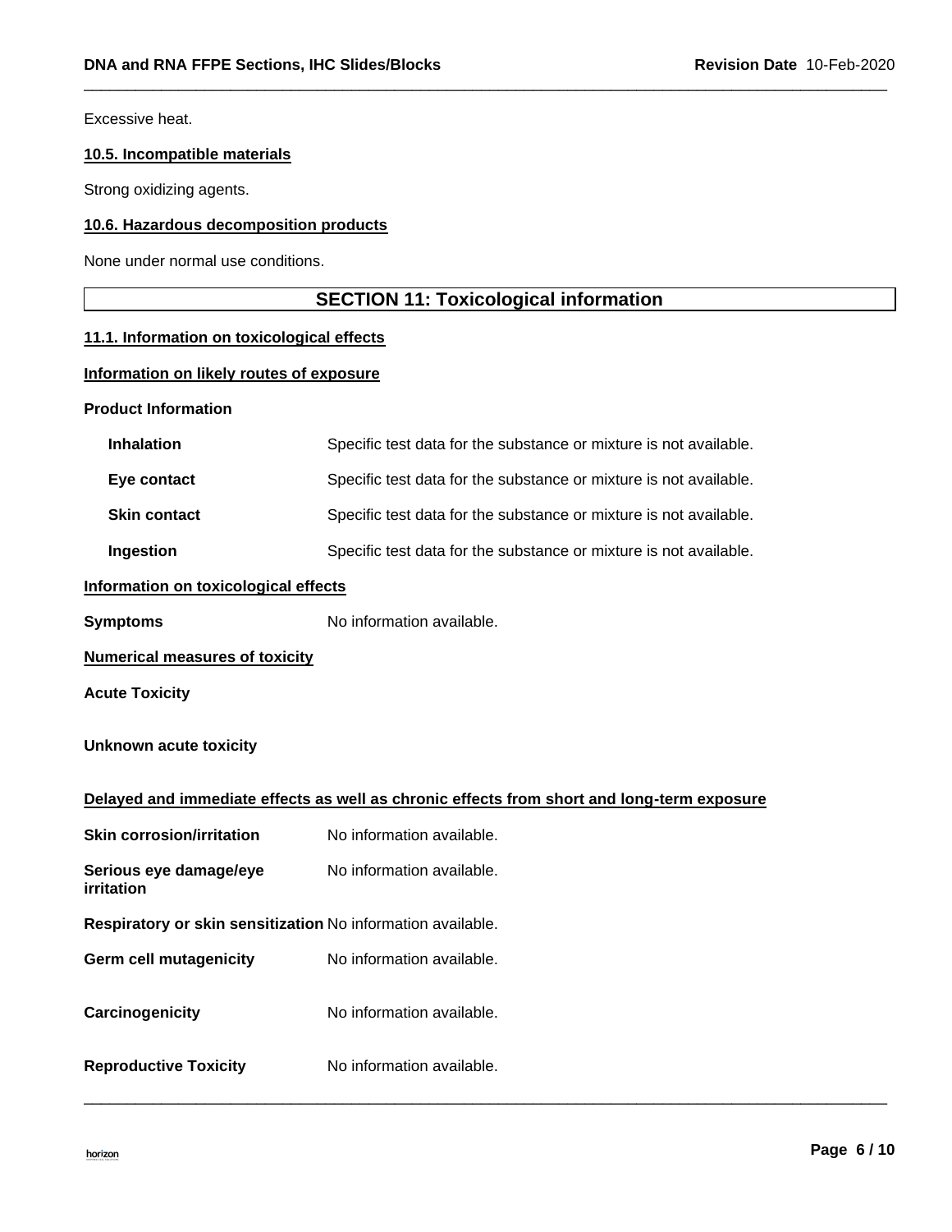Excessive heat.

### 10.5. Incompatible materials

Strong oxidizing agents.

### 10.6. Hazardous decomposition products

None under normal use conditions.

## SECTION 11: Toxicological information

### 11.1. Information on toxicological effects

#### Information on likely routes of exposure

**Product Information**

| | |
|---|---|
| **Inhalation** | Specific test data for the substance or mixture is not available. |
| **Eye contact** | Specific test data for the substance or mixture is not available. |
| **Skin contact** | Specific test data for the substance or mixture is not available. |
| **Ingestion** | Specific test data for the substance or mixture is not available. |

#### Information on toxicological effects

**Symptoms** No information available.

#### Numerical measures of toxicity

**Acute Toxicity**

**Unknown acute toxicity**

#### Delayed and immediate effects as well as chronic effects from short and long-term exposure

| | |
|---|---|
| **Skin corrosion/irritation** | No information available. |
| **Serious eye damage/eye irritation** | No information available. |
| **Respiratory or skin sensitization** | No information available. |
| **Germ cell mutagenicity** | No information available. |
| **Carcinogenicity** | No information available. |
| **Reproductive Toxicity** | No information available. |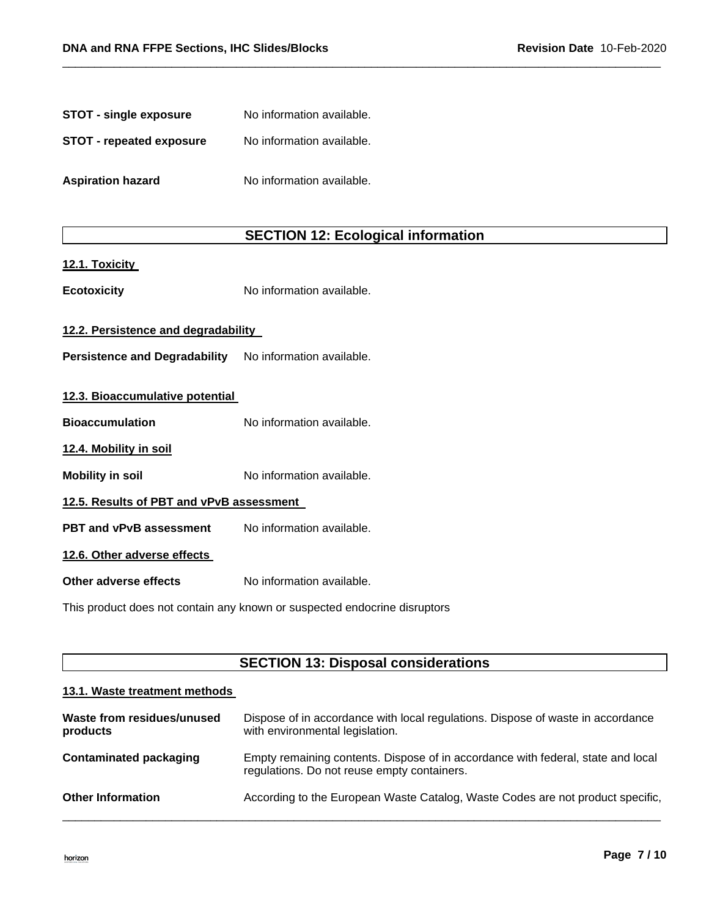**STOT - single exposure** No information available.

**STOT - repeated exposure** No information available.

**Aspiration hazard** No information available.

## SECTION 12: Ecological information

### 12.1. Toxicity

**Ecotoxicity** No information available.

### 12.2. Persistence and degradability

**Persistence and Degradability** No information available.

### 12.3. Bioaccumulative potential

**Bioaccumulation** No information available.

### 12.4. Mobility in soil

**Mobility in soil** No information available.

### 12.5. Results of PBT and vPvB assessment

**PBT and vPvB assessment** No information available.

### 12.6. Other adverse effects

**Other adverse effects** No information available.

This product does not contain any known or suspected endocrine disruptors

## SECTION 13: Disposal considerations

### 13.1. Waste treatment methods

**Waste from residues/unused products** Dispose of in accordance with local regulations. Dispose of waste in accordance with environmental legislation.

**Contaminated packaging** Empty remaining contents. Dispose of in accordance with federal, state and local regulations. Do not reuse empty containers.

**Other Information** According to the European Waste Catalog, Waste Codes are not product specific,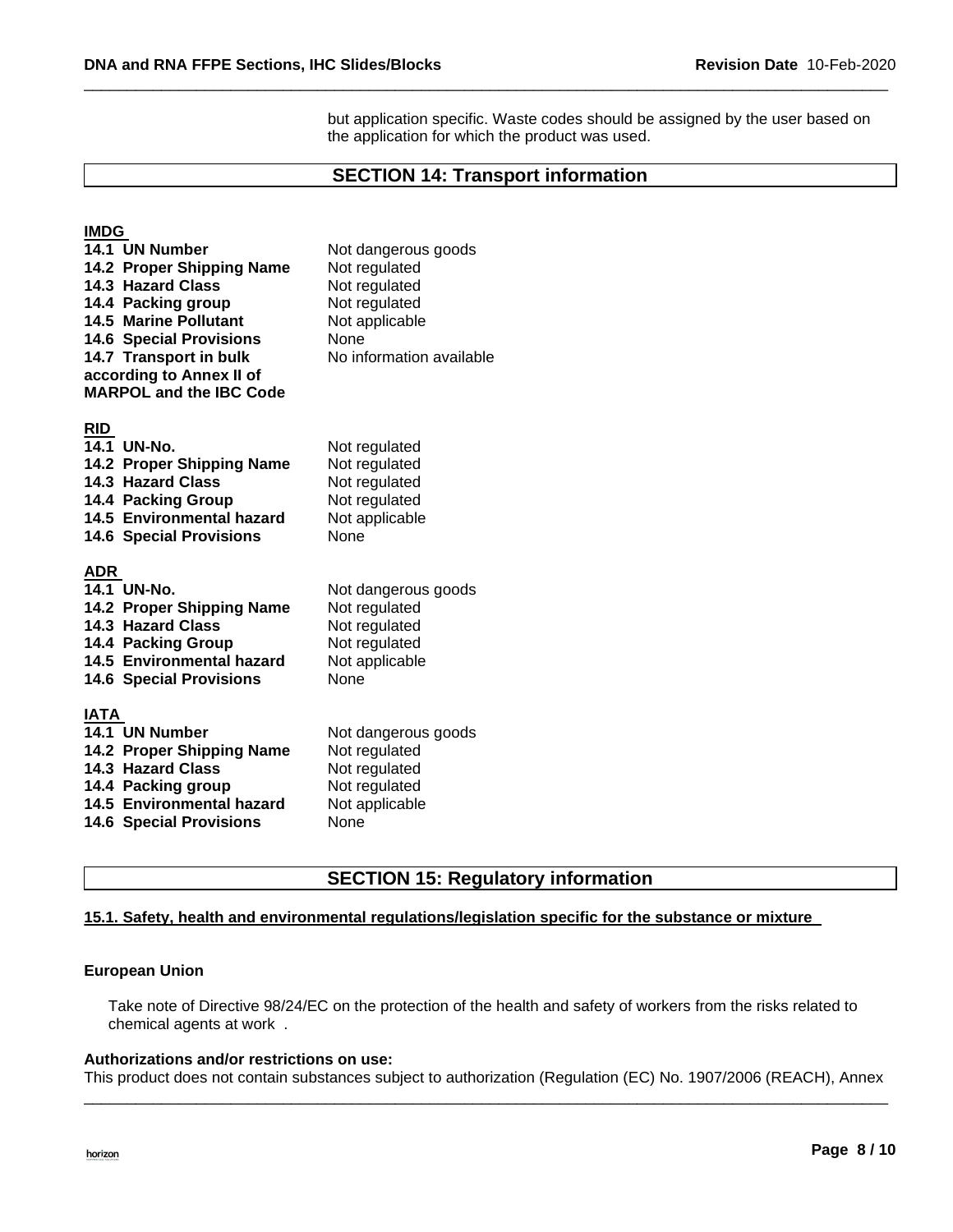but application specific. Waste codes should be assigned by the user based on the application for which the product was used.

## SECTION 14: Transport information

**IMDG**

| | |
|---|---|
| **14.1 UN Number** | Not dangerous goods |
| **14.2 Proper Shipping Name** | Not regulated |
| **14.3 Hazard Class** | Not regulated |
| **14.4 Packing group** | Not regulated |
| **14.5 Marine Pollutant** | Not applicable |
| **14.6 Special Provisions** | None |
| **14.7 Transport in bulk according to Annex II of MARPOL and the IBC Code** | No information available |

**RID**

| | |
|---|---|
| **14.1 UN-No.** | Not regulated |
| **14.2 Proper Shipping Name** | Not regulated |
| **14.3 Hazard Class** | Not regulated |
| **14.4 Packing Group** | Not regulated |
| **14.5 Environmental hazard** | Not applicable |
| **14.6 Special Provisions** | None |

**ADR**

| | |
|---|---|
| **14.1 UN-No.** | Not dangerous goods |
| **14.2 Proper Shipping Name** | Not regulated |
| **14.3 Hazard Class** | Not regulated |
| **14.4 Packing Group** | Not regulated |
| **14.5 Environmental hazard** | Not applicable |
| **14.6 Special Provisions** | None |

**IATA**

| | |
|---|---|
| **14.1 UN Number** | Not dangerous goods |
| **14.2 Proper Shipping Name** | Not regulated |
| **14.3 Hazard Class** | Not regulated |
| **14.4 Packing group** | Not regulated |
| **14.5 Environmental hazard** | Not applicable |
| **14.6 Special Provisions** | None |

## SECTION 15: Regulatory information

**15.1. Safety, health and environmental regulations/legislation specific for the substance or mixture**

**European Union**

Take note of Directive 98/24/EC on the protection of the health and safety of workers from the risks related to chemical agents at work .

**Authorizations and/or restrictions on use:**

This product does not contain substances subject to authorization (Regulation (EC) No. 1907/2006 (REACH), Annex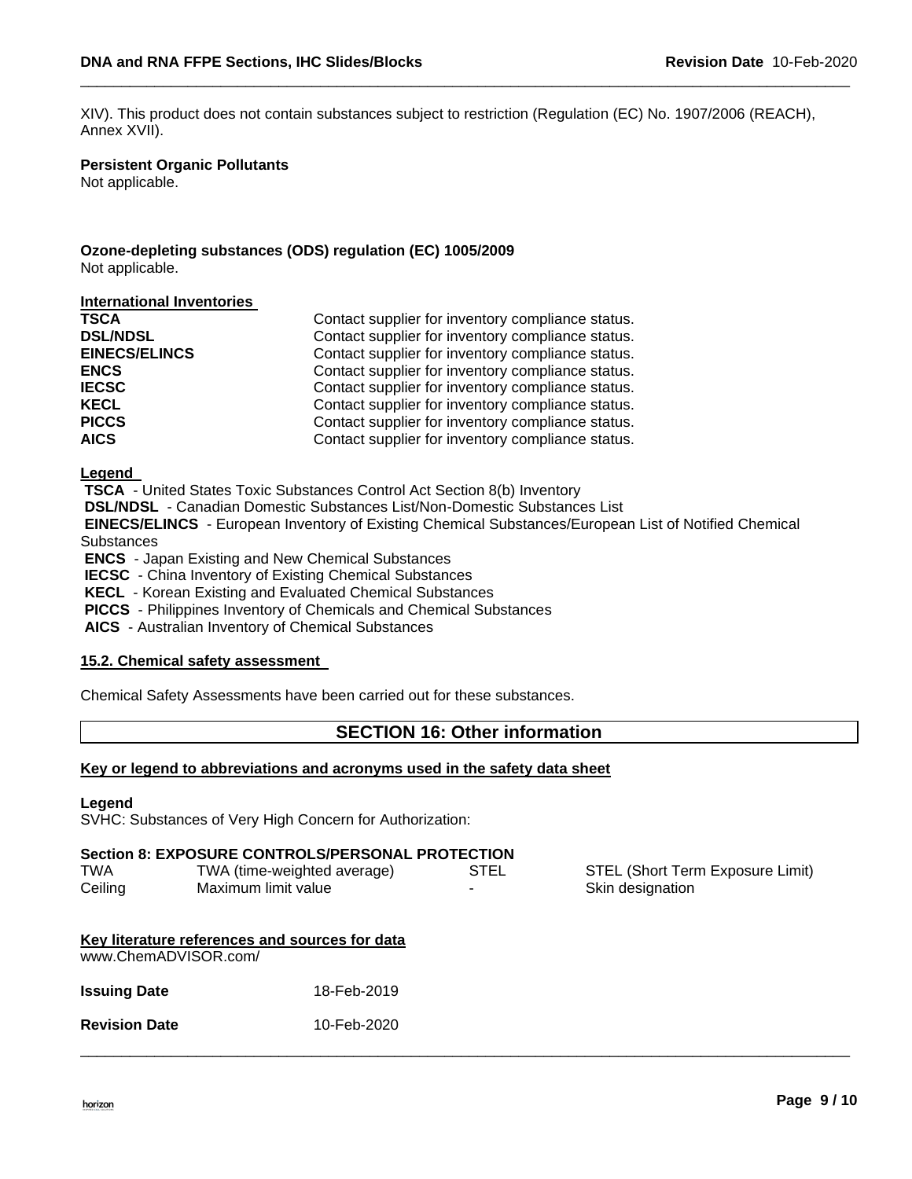XIV). This product does not contain substances subject to restriction (Regulation (EC) No. 1907/2006 (REACH), Annex XVII).

**Persistent Organic Pollutants**
Not applicable.

**Ozone-depleting substances (ODS) regulation (EC) 1005/2009**
Not applicable.

**International Inventories**

| | |
|---|---|
| **TSCA** | Contact supplier for inventory compliance status. |
| **DSL/NDSL** | Contact supplier for inventory compliance status. |
| **EINECS/ELINCS** | Contact supplier for inventory compliance status. |
| **ENCS** | Contact supplier for inventory compliance status. |
| **IECSC** | Contact supplier for inventory compliance status. |
| **KECL** | Contact supplier for inventory compliance status. |
| **PICCS** | Contact supplier for inventory compliance status. |
| **AICS** | Contact supplier for inventory compliance status. |

**Legend**

**TSCA** - United States Toxic Substances Control Act Section 8(b) Inventory
**DSL/NDSL** - Canadian Domestic Substances List/Non-Domestic Substances List
**EINECS/ELINCS** - European Inventory of Existing Chemical Substances/European List of Notified Chemical Substances
**ENCS** - Japan Existing and New Chemical Substances
**IECSC** - China Inventory of Existing Chemical Substances
**KECL** - Korean Existing and Evaluated Chemical Substances
**PICCS** - Philippines Inventory of Chemicals and Chemical Substances
**AICS** - Australian Inventory of Chemical Substances

**15.2. Chemical safety assessment**

Chemical Safety Assessments have been carried out for these substances.

## SECTION 16: Other information

**Key or legend to abbreviations and acronyms used in the safety data sheet**

**Legend**
SVHC: Substances of Very High Concern for Authorization:

**Section 8: EXPOSURE CONTROLS/PERSONAL PROTECTION**

| | | | |
|---|---|---|---|
| TWA | TWA (time-weighted average) | STEL | STEL (Short Term Exposure Limit) |
| Ceiling | Maximum limit value | - | Skin designation |

**Key literature references and sources for data**
www.ChemADVISOR.com/

**Issuing Date** 18-Feb-2019

**Revision Date** 10-Feb-2020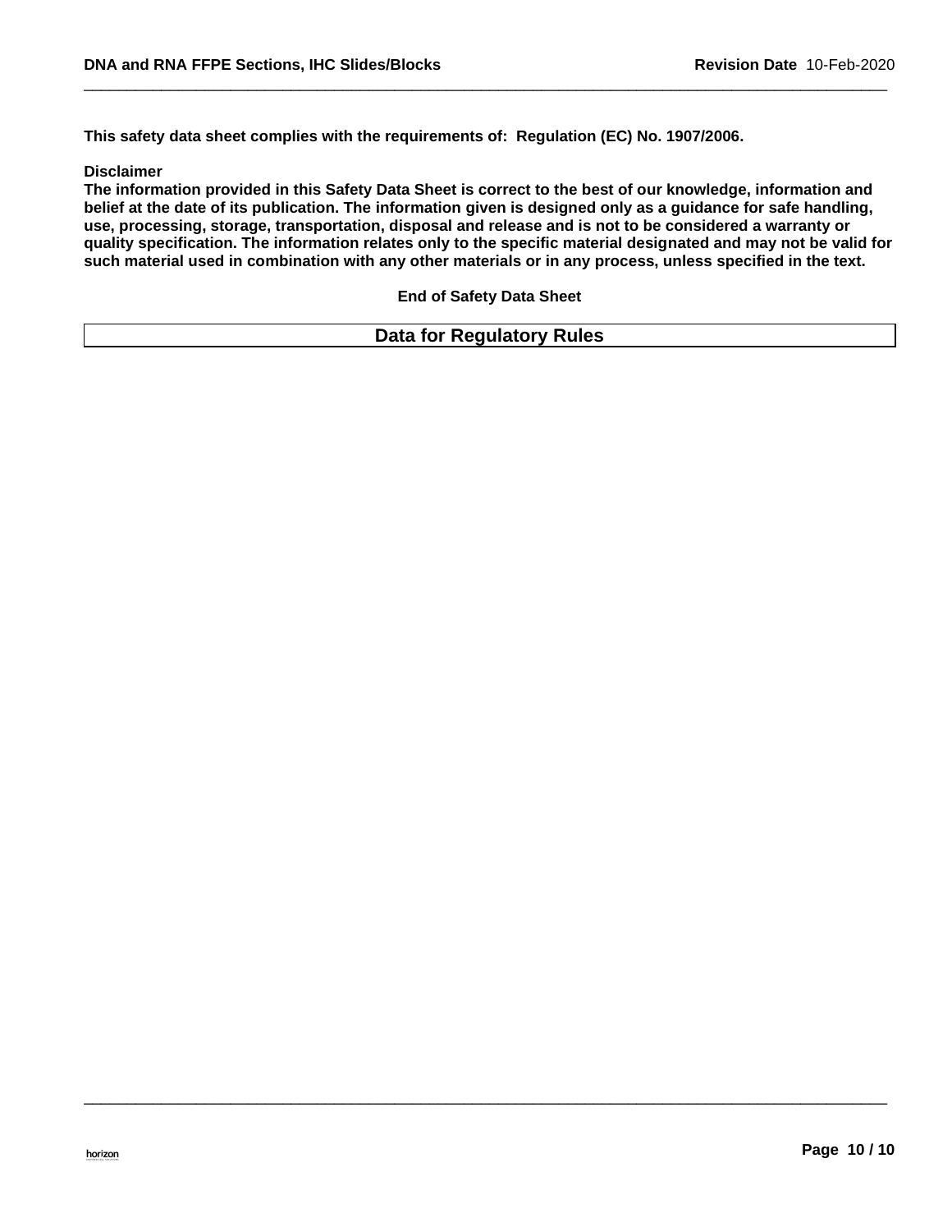**This safety data sheet complies with the requirements of: Regulation (EC) No. 1907/2006.**

**Disclaimer**

**The information provided in this Safety Data Sheet is correct to the best of our knowledge, information and belief at the date of its publication. The information given is designed only as a guidance for safe handling, use, processing, storage, transportation, disposal and release and is not to be considered a warranty or quality specification. The information relates only to the specific material designated and may not be valid for such material used in combination with any other materials or in any process, unless specified in the text.**

**End of Safety Data Sheet**

## Data for Regulatory Rules